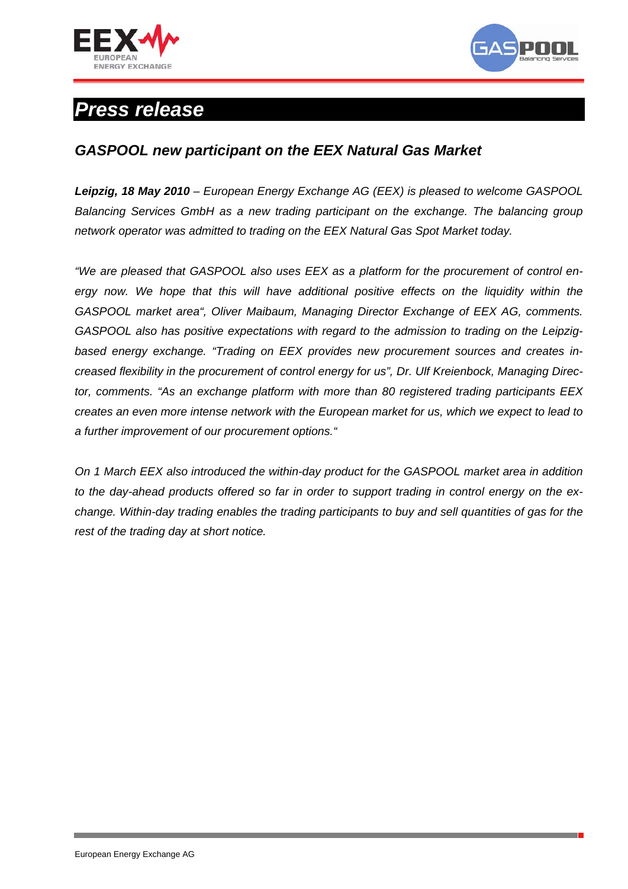# *Press release*

## *GASPOOL new participant on the EEX Natural Gas Market*

***Leipzig, 18 May 2010*** *– European Energy Exchange AG (EEX) is pleased to welcome GASPOOL Balancing Services GmbH as a new trading participant on the exchange. The balancing group network operator was admitted to trading on the EEX Natural Gas Spot Market today.*

*"We are pleased that GASPOOL also uses EEX as a platform for the procurement of control energy now. We hope that this will have additional positive effects on the liquidity within the GASPOOL market area", Oliver Maibaum, Managing Director Exchange of EEX AG, comments. GASPOOL also has positive expectations with regard to the admission to trading on the Leipzig-based energy exchange. "Trading on EEX provides new procurement sources and creates increased flexibility in the procurement of control energy for us", Dr. Ulf Kreienbock, Managing Director, comments. "As an exchange platform with more than 80 registered trading participants EEX creates an even more intense network with the European market for us, which we expect to lead to a further improvement of our procurement options."*

*On 1 March EEX also introduced the within-day product for the GASPOOL market area in addition to the day-ahead products offered so far in order to support trading in control energy on the exchange. Within-day trading enables the trading participants to buy and sell quantities of gas for the rest of the trading day at short notice.*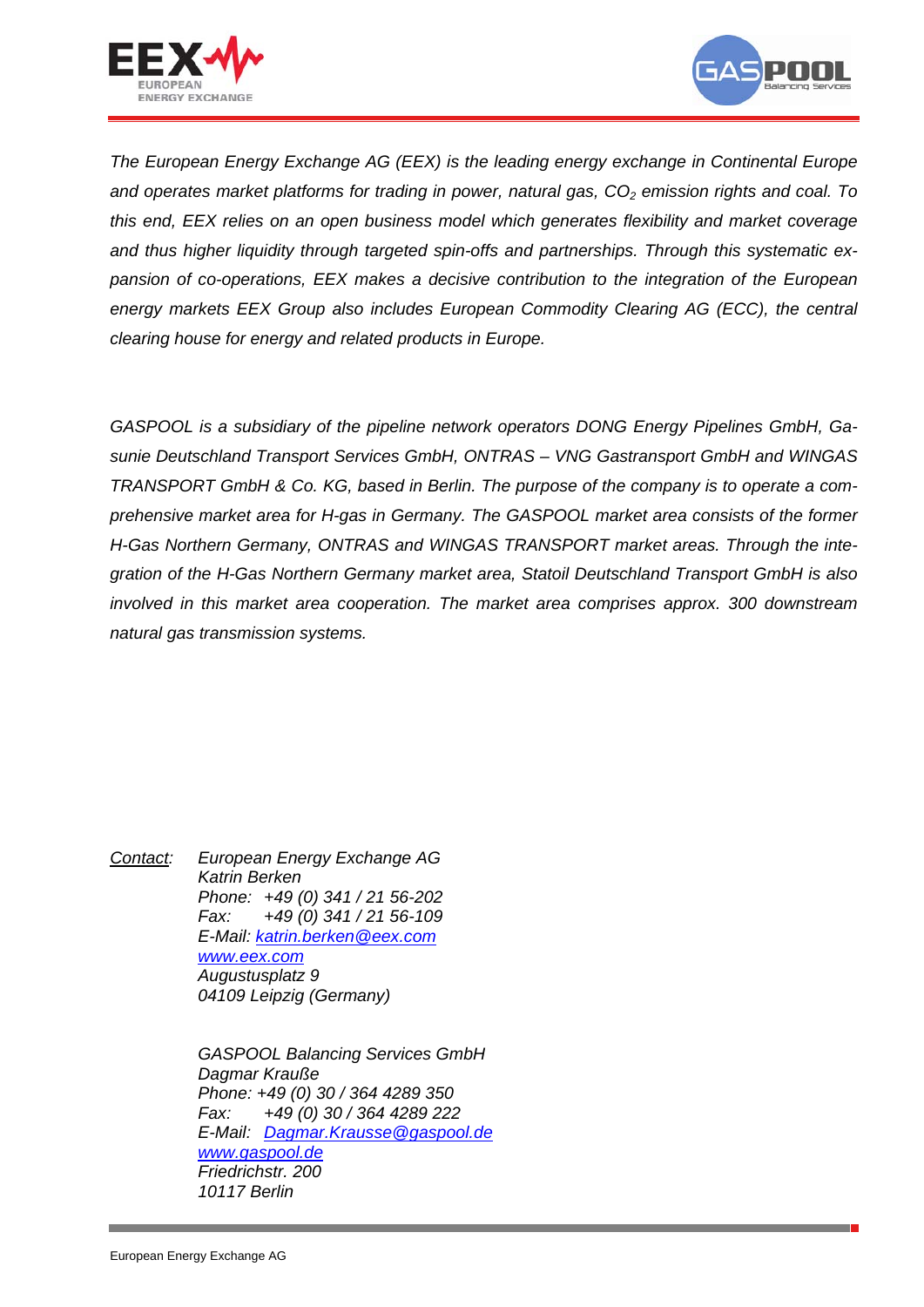*The European Energy Exchange AG (EEX) is the leading energy exchange in Continental Europe and operates market platforms for trading in power, natural gas, $CO_2$ emission rights and coal. To this end, EEX relies on an open business model which generates flexibility and market coverage and thus higher liquidity through targeted spin-offs and partnerships. Through this systematic expansion of co-operations, EEX makes a decisive contribution to the integration of the European energy markets EEX Group also includes European Commodity Clearing AG (ECC), the central clearing house for energy and related products in Europe.*

*GASPOOL is a subsidiary of the pipeline network operators DONG Energy Pipelines GmbH, Gasunie Deutschland Transport Services GmbH, ONTRAS – VNG Gastransport GmbH and WINGAS TRANSPORT GmbH & Co. KG, based in Berlin. The purpose of the company is to operate a comprehensive market area for H-gas in Germany. The GASPOOL market area consists of the former H-Gas Northern Germany, ONTRAS and WINGAS TRANSPORT market areas. Through the integration of the H-Gas Northern Germany market area, Statoil Deutschland Transport GmbH is also involved in this market area cooperation. The market area comprises approx. 300 downstream natural gas transmission systems.*

*Contact:*

*European Energy Exchange AG*
*Katrin Berken*
*Phone: +49 (0) 341 / 21 56-202*
*Fax: +49 (0) 341 / 21 56-109*
*E-Mail: katrin.berken@eex.com*
*www.eex.com*
*Augustusplatz 9*
*04109 Leipzig (Germany)*

*GASPOOL Balancing Services GmbH*
*Dagmar Krauße*
*Phone: +49 (0) 30 / 364 4289 350*
*Fax: +49 (0) 30 / 364 4289 222*
*E-Mail: Dagmar.Krausse@gaspool.de*
*www.gaspool.de*
*Friedrichstr. 200*
*10117 Berlin*